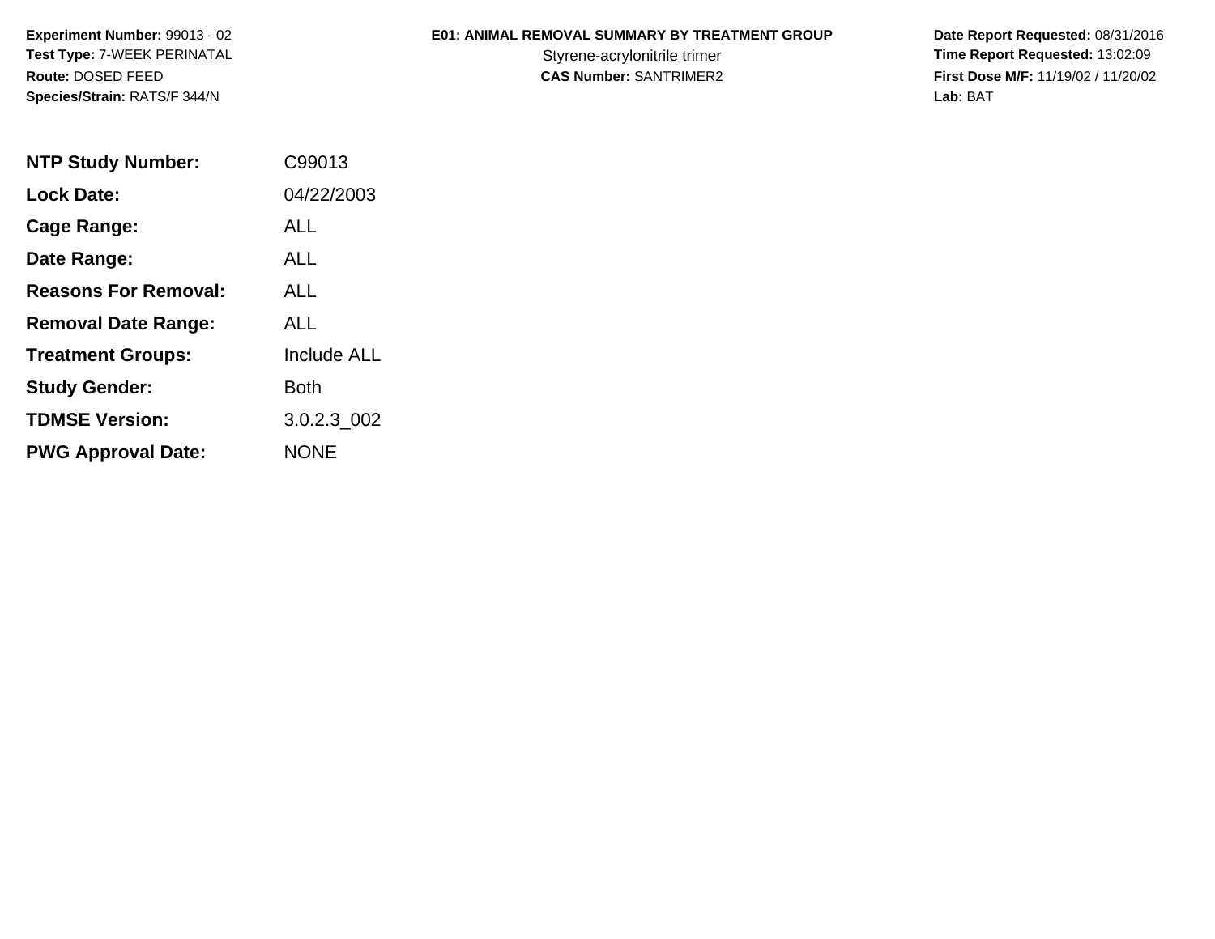**Experiment Number:** 99013 - 02
**Test Type:** 7-WEEK PERINATAL
**Route:** DOSED FEED
**Species/Strain:** RATS/F 344/N

**E01: ANIMAL REMOVAL SUMMARY BY TREATMENT GROUP**
Styrene-acrylonitrile trimer
**CAS Number:** SANTRIMER2

**Date Report Requested:** 08/31/2016
**Time Report Requested:** 13:02:09
**First Dose M/F:** 11/19/02 / 11/20/02
**Lab:** BAT

| | |
|---|---|
| **NTP Study Number:** | C99013 |
| **Lock Date:** | 04/22/2003 |
| **Cage Range:** | ALL |
| **Date Range:** | ALL |
| **Reasons For Removal:** | ALL |
| **Removal Date Range:** | ALL |
| **Treatment Groups:** | Include ALL |
| **Study Gender:** | Both |
| **TDMSE Version:** | 3.0.2.3_002 |
| **PWG Approval Date:** | NONE |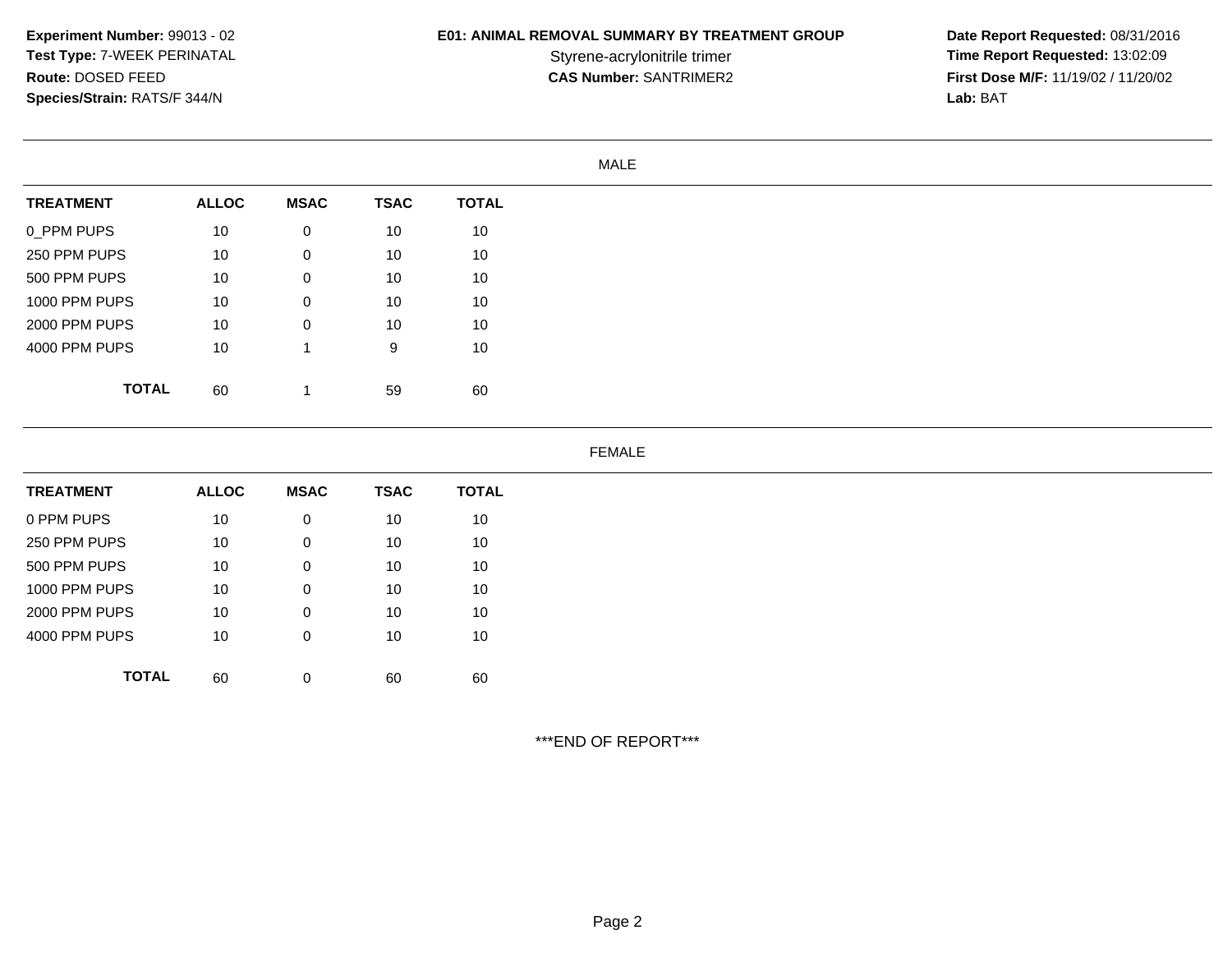**Experiment Number:** 99013 - 02
**Test Type:** 7-WEEK PERINATAL
**Route:** DOSED FEED
**Species/Strain:** RATS/F 344/N

**E01: ANIMAL REMOVAL SUMMARY BY TREATMENT GROUP**
Styrene-acrylonitrile trimer
**CAS Number:** SANTRIMER2

**Date Report Requested:** 08/31/2016
**Time Report Requested:** 13:02:09
**First Dose M/F:** 11/19/02 / 11/20/02
**Lab:** BAT

MALE

| TREATMENT | ALLOC | MSAC | TSAC | TOTAL |
|---|---|---|---|---|
| 0_PPM PUPS | 10 | 0 | 10 | 10 |
| 250 PPM PUPS | 10 | 0 | 10 | 10 |
| 500 PPM PUPS | 10 | 0 | 10 | 10 |
| 1000 PPM PUPS | 10 | 0 | 10 | 10 |
| 2000 PPM PUPS | 10 | 0 | 10 | 10 |
| 4000 PPM PUPS | 10 | 1 | 9 | 10 |
| **TOTAL** | 60 | 1 | 59 | 60 |

FEMALE

| TREATMENT | ALLOC | MSAC | TSAC | TOTAL |
|---|---|---|---|---|
| 0 PPM PUPS | 10 | 0 | 10 | 10 |
| 250 PPM PUPS | 10 | 0 | 10 | 10 |
| 500 PPM PUPS | 10 | 0 | 10 | 10 |
| 1000 PPM PUPS | 10 | 0 | 10 | 10 |
| 2000 PPM PUPS | 10 | 0 | 10 | 10 |
| 4000 PPM PUPS | 10 | 0 | 10 | 10 |
| **TOTAL** | 60 | 0 | 60 | 60 |

***END OF REPORT***